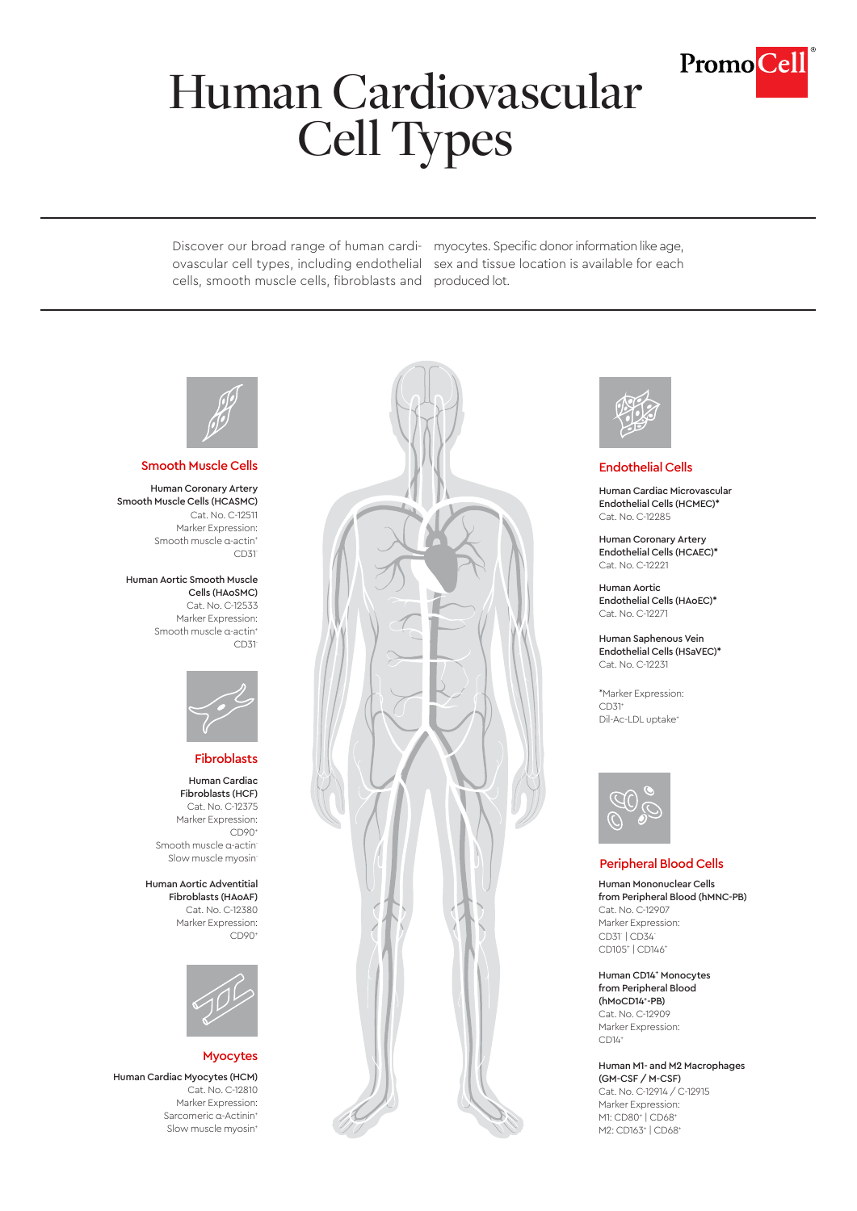# Human Cardiovascular Cell Types

PromoCell®

Discover our broad range of human cardiovascular cell types, including endothelial cells, smooth muscle cells, fibroblasts and myocytes. Specific donor information like age, sex and tissue location is available for each produced lot.

## Smooth Muscle Cells

**Human Coronary Artery Smooth Muscle Cells (HCASMC)**
Cat. No. C-12511
Marker Expression:
Smooth muscle α-actin$^{+}$
CD31$^{-}$

**Human Aortic Smooth Muscle Cells (HAoSMC)**
Cat. No. C-12533
Marker Expression:
Smooth muscle α-actin$^{+}$
CD31$^{-}$

## Fibroblasts

**Human Cardiac Fibroblasts (HCF)**
Cat. No. C-12375
Marker Expression:
CD90$^{+}$
Smooth muscle α-actin$^{-}$
Slow muscle myosin$^{-}$

**Human Aortic Adventitial Fibroblasts (HAoAF)**
Cat. No. C-12380
Marker Expression:
CD90$^{+}$

## Myocytes

**Human Cardiac Myocytes (HCM)**
Cat. No. C-12810
Marker Expression:
Sarcomeric α-Actinin$^{+}$
Slow muscle myosin$^{+}$

## Endothelial Cells

**Human Cardiac Microvascular Endothelial Cells (HCMEC)***
Cat. No. C-12285

**Human Coronary Artery Endothelial Cells (HCAEC)***
Cat. No. C-12221

**Human Aortic Endothelial Cells (HAoEC)***
Cat. No. C-12271

**Human Saphenous Vein Endothelial Cells (HSaVEC)***
Cat. No. C-12231

*Marker Expression:
CD31$^{+}$
Dil-Ac-LDL uptake$^{+}$

## Peripheral Blood Cells

**Human Mononuclear Cells from Peripheral Blood (hMNC-PB)**
Cat. No. C-12907
Marker Expression:
CD31$^{-}$ | CD34$^{-}$
CD105$^{+}$ | CD146$^{+}$

**Human CD14$^{+}$ Monocytes from Peripheral Blood (hMoCD14$^{+}$-PB)**
Cat. No. C-12909
Marker Expression:
CD14$^{+}$

**Human M1- and M2 Macrophages (GM-CSF / M-CSF)**
Cat. No. C-12914 / C-12915
Marker Expression:
M1: CD80$^{+}$ | CD68$^{+}$
M2: CD163$^{+}$ | CD68$^{+}$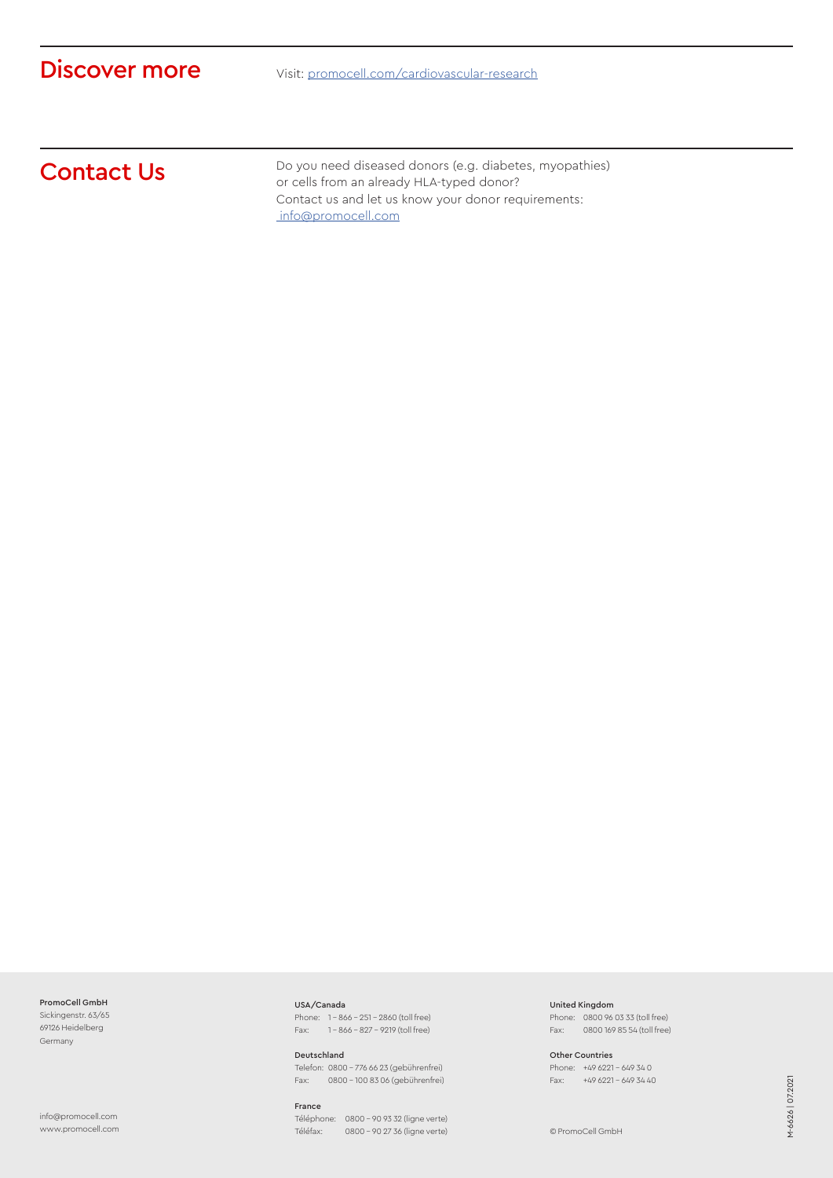## Discover more

Visit: [promocell.com/cardiovascular-research](https://promocell.com/cardiovascular-research)

## Contact Us

Do you need diseased donors (e.g. diabetes, myopathies) or cells from an already HLA-typed donor?
Contact us and let us know your donor requirements:
[info@promocell.com](mailto:info@promocell.com)

**PromoCell GmbH**
Sickingenstr. 63/65
69126 Heidelberg
Germany

info@promocell.com
www.promocell.com

**USA/Canada**
Phone: 1 – 866 – 251 – 2860 (toll free)
Fax: 1 – 866 – 827 – 9219 (toll free)

**Deutschland**
Telefon: 0800 – 776 66 23 (gebührenfrei)
Fax: 0800 – 100 83 06 (gebührenfrei)

**France**
Téléphone: 0800 – 90 93 32 (ligne verte)
Téléfax: 0800 – 90 27 36 (ligne verte)

**United Kingdom**
Phone: 0800 96 03 33 (toll free)
Fax: 0800 169 85 54 (toll free)

**Other Countries**
Phone: +49 6221 – 649 34 0
Fax: +49 6221 – 649 34 40

© PromoCell GmbH

M-6626 | 07.2021